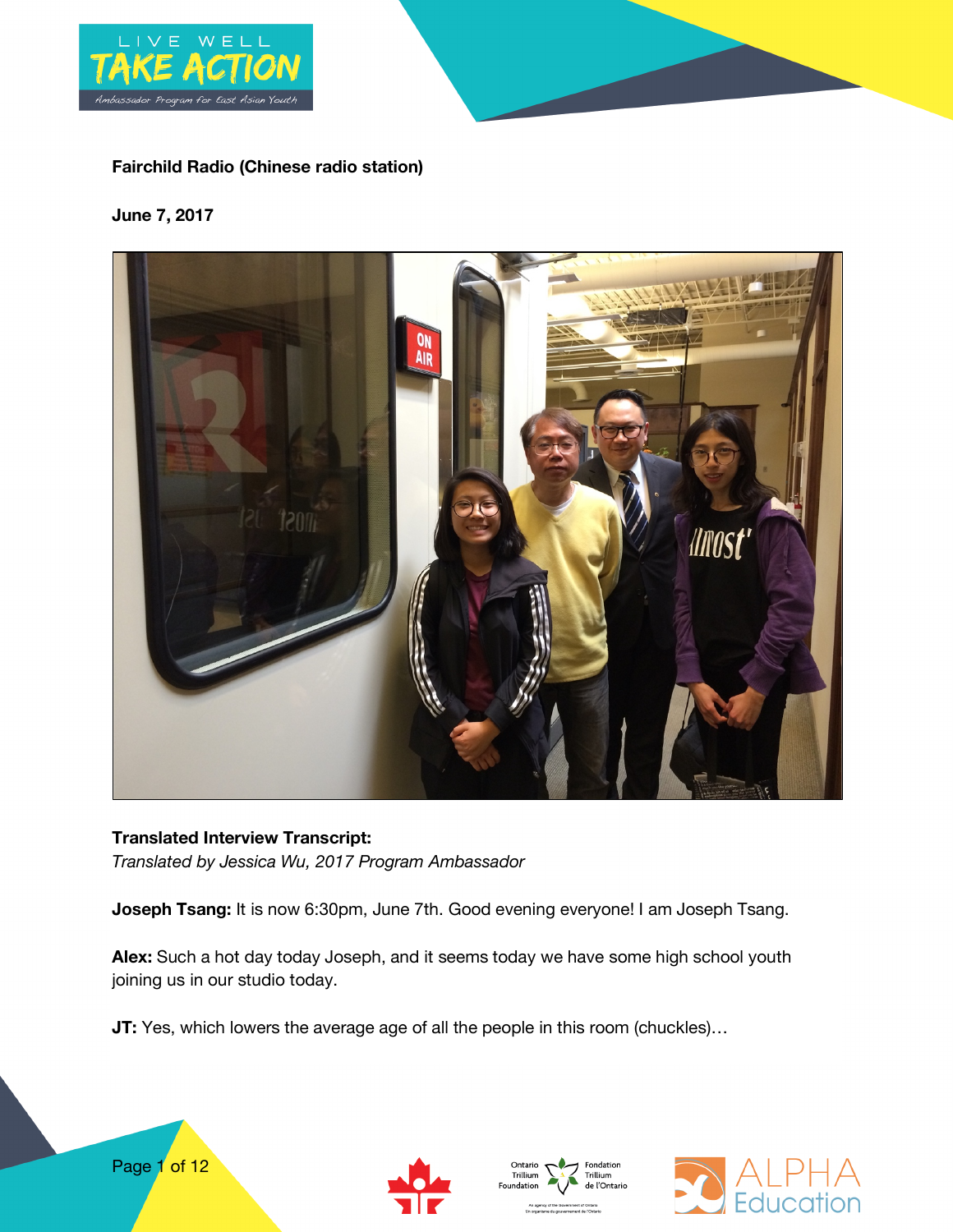**Fairchild Radio (Chinese radio station)**

**June 7, 2017**

**Translated Interview Transcript:**
*Translated by Jessica Wu, 2017 Program Ambassador*

**Joseph Tsang:** It is now 6:30pm, June 7th. Good evening everyone! I am Joseph Tsang.

**Alex:** Such a hot day today Joseph, and it seems today we have some high school youth joining us in our studio today.

**JT:** Yes, which lowers the average age of all the people in this room (chuckles)…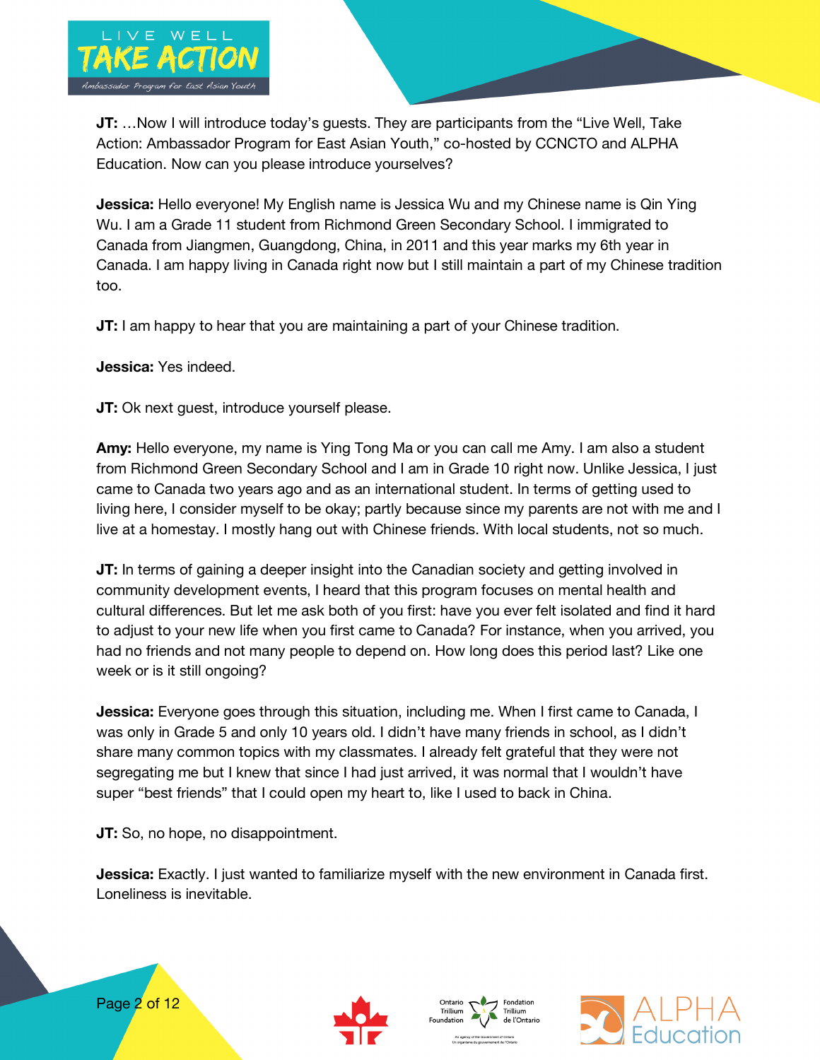**JT:** …Now I will introduce today's guests. They are participants from the "Live Well, Take Action: Ambassador Program for East Asian Youth," co-hosted by CCNCTO and ALPHA Education. Now can you please introduce yourselves?

**Jessica:** Hello everyone! My English name is Jessica Wu and my Chinese name is Qin Ying Wu. I am a Grade 11 student from Richmond Green Secondary School. I immigrated to Canada from Jiangmen, Guangdong, China, in 2011 and this year marks my 6th year in Canada. I am happy living in Canada right now but I still maintain a part of my Chinese tradition too.

**JT:** I am happy to hear that you are maintaining a part of your Chinese tradition.

**Jessica:** Yes indeed.

**JT:** Ok next guest, introduce yourself please.

**Amy:** Hello everyone, my name is Ying Tong Ma or you can call me Amy. I am also a student from Richmond Green Secondary School and I am in Grade 10 right now. Unlike Jessica, I just came to Canada two years ago and as an international student. In terms of getting used to living here, I consider myself to be okay; partly because since my parents are not with me and I live at a homestay. I mostly hang out with Chinese friends. With local students, not so much.

**JT:** In terms of gaining a deeper insight into the Canadian society and getting involved in community development events, I heard that this program focuses on mental health and cultural differences. But let me ask both of you first: have you ever felt isolated and find it hard to adjust to your new life when you first came to Canada? For instance, when you arrived, you had no friends and not many people to depend on. How long does this period last? Like one week or is it still ongoing?

**Jessica:** Everyone goes through this situation, including me. When I first came to Canada, I was only in Grade 5 and only 10 years old. I didn't have many friends in school, as I didn't share many common topics with my classmates. I already felt grateful that they were not segregating me but I knew that since I had just arrived, it was normal that I wouldn't have super "best friends" that I could open my heart to, like I used to back in China.

**JT:** So, no hope, no disappointment.

**Jessica:** Exactly. I just wanted to familiarize myself with the new environment in Canada first. Loneliness is inevitable.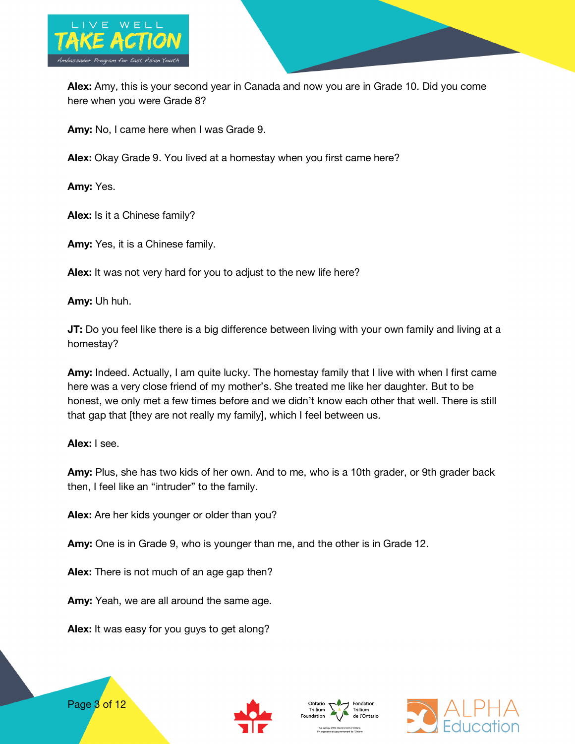**Alex:** Amy, this is your second year in Canada and now you are in Grade 10. Did you come here when you were Grade 8?

**Amy:** No, I came here when I was Grade 9.

**Alex:** Okay Grade 9. You lived at a homestay when you first came here?

**Amy:** Yes.

**Alex:** Is it a Chinese family?

**Amy:** Yes, it is a Chinese family.

**Alex:** It was not very hard for you to adjust to the new life here?

**Amy:** Uh huh.

**JT:** Do you feel like there is a big difference between living with your own family and living at a homestay?

**Amy:** Indeed. Actually, I am quite lucky. The homestay family that I live with when I first came here was a very close friend of my mother's. She treated me like her daughter. But to be honest, we only met a few times before and we didn't know each other that well. There is still that gap that [they are not really my family], which I feel between us.

**Alex:** I see.

**Amy:** Plus, she has two kids of her own. And to me, who is a 10th grader, or 9th grader back then, I feel like an "intruder" to the family.

**Alex:** Are her kids younger or older than you?

**Amy:** One is in Grade 9, who is younger than me, and the other is in Grade 12.

**Alex:** There is not much of an age gap then?

**Amy:** Yeah, we are all around the same age.

**Alex:** It was easy for you guys to get along?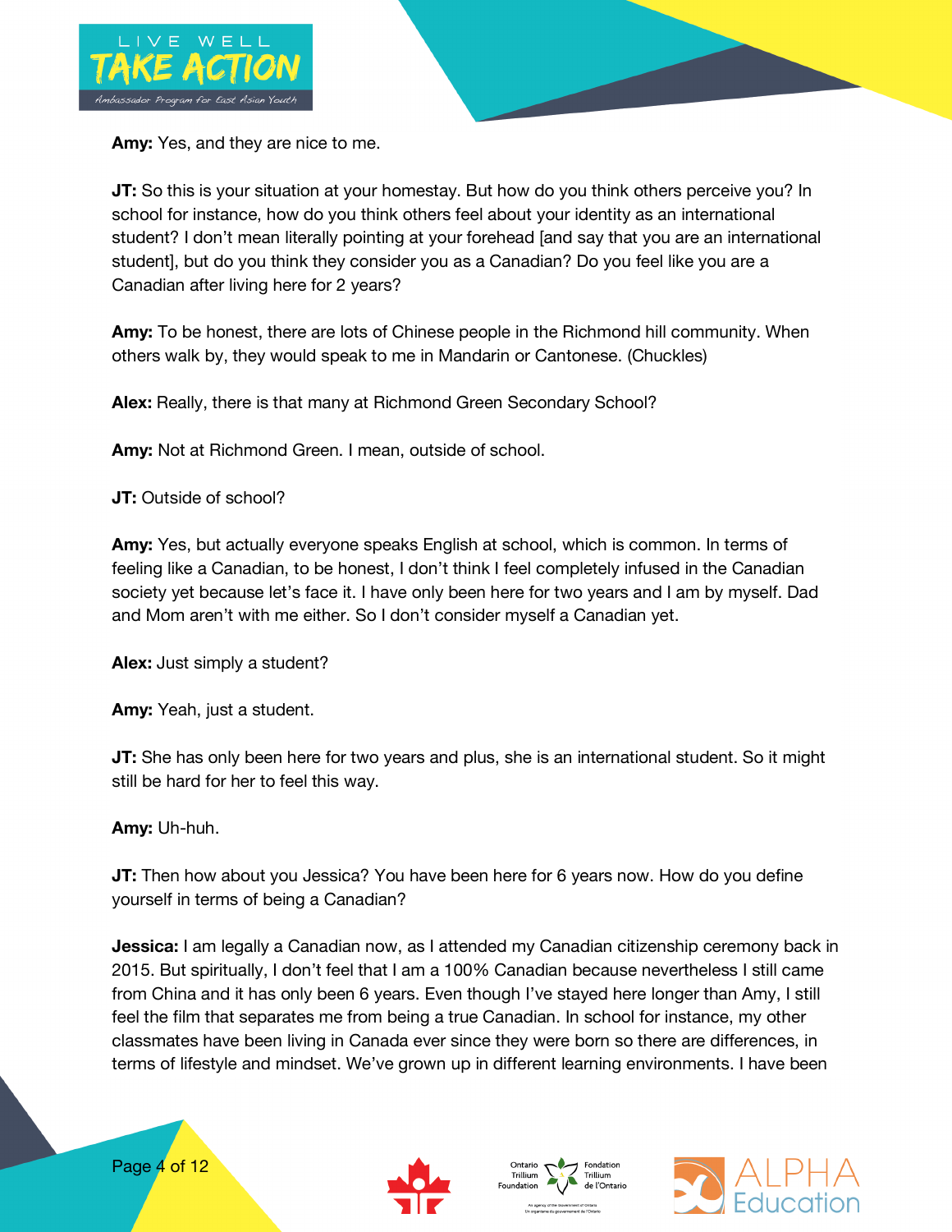**Amy:** Yes, and they are nice to me.

**JT:** So this is your situation at your homestay. But how do you think others perceive you? In school for instance, how do you think others feel about your identity as an international student? I don't mean literally pointing at your forehead [and say that you are an international student], but do you think they consider you as a Canadian? Do you feel like you are a Canadian after living here for 2 years?

**Amy:** To be honest, there are lots of Chinese people in the Richmond hill community. When others walk by, they would speak to me in Mandarin or Cantonese. (Chuckles)

**Alex:** Really, there is that many at Richmond Green Secondary School?

**Amy:** Not at Richmond Green. I mean, outside of school.

**JT:** Outside of school?

**Amy:** Yes, but actually everyone speaks English at school, which is common. In terms of feeling like a Canadian, to be honest, I don't think I feel completely infused in the Canadian society yet because let's face it. I have only been here for two years and I am by myself. Dad and Mom aren't with me either. So I don't consider myself a Canadian yet.

**Alex:** Just simply a student?

**Amy:** Yeah, just a student.

**JT:** She has only been here for two years and plus, she is an international student. So it might still be hard for her to feel this way.

**Amy:** Uh-huh.

**JT:** Then how about you Jessica? You have been here for 6 years now. How do you define yourself in terms of being a Canadian?

**Jessica:** I am legally a Canadian now, as I attended my Canadian citizenship ceremony back in 2015. But spiritually, I don't feel that I am a 100% Canadian because nevertheless I still came from China and it has only been 6 years. Even though I've stayed here longer than Amy, I still feel the film that separates me from being a true Canadian. In school for instance, my other classmates have been living in Canada ever since they were born so there are differences, in terms of lifestyle and mindset. We've grown up in different learning environments. I have been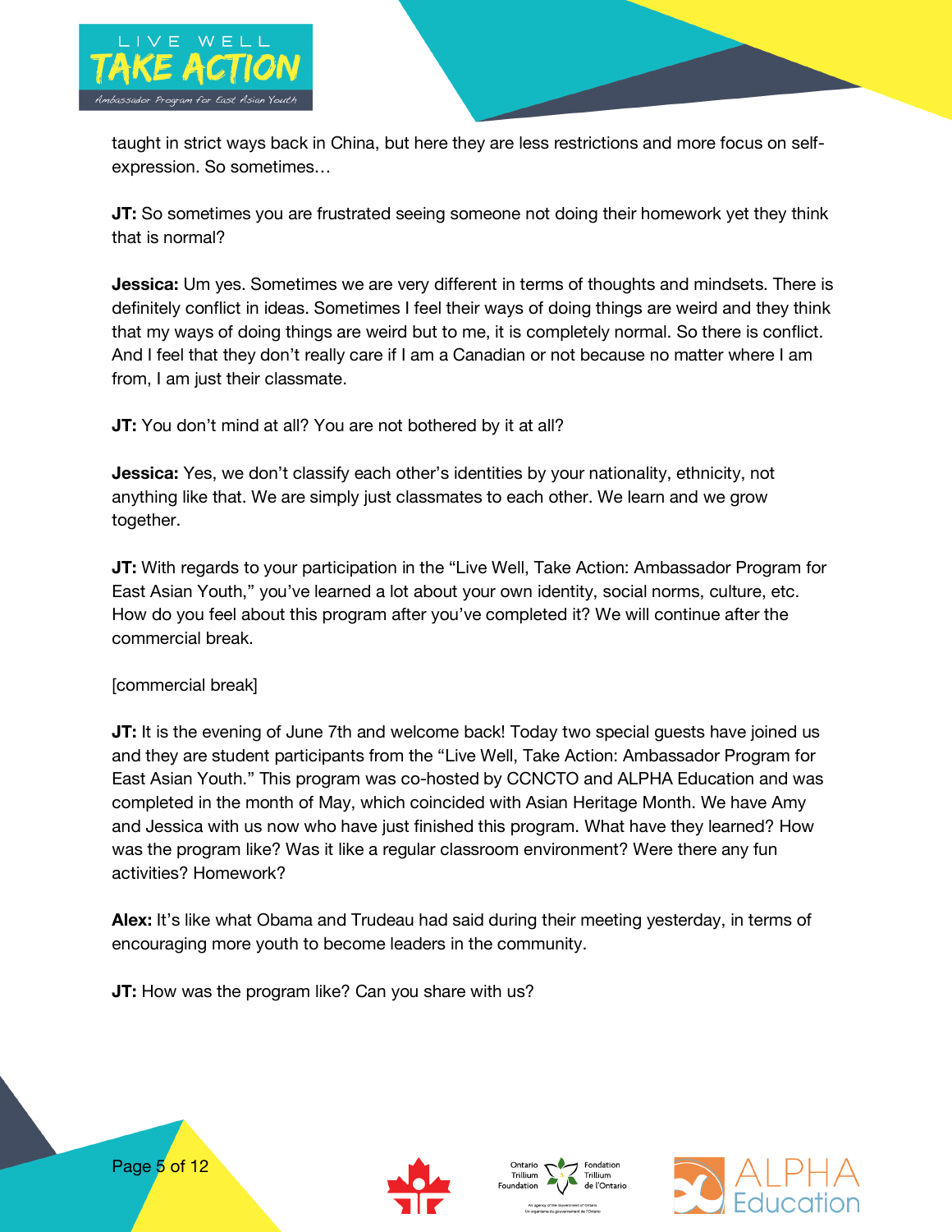taught in strict ways back in China, but here they are less restrictions and more focus on self-expression. So sometimes…

**JT:** So sometimes you are frustrated seeing someone not doing their homework yet they think that is normal?

**Jessica:** Um yes. Sometimes we are very different in terms of thoughts and mindsets. There is definitely conflict in ideas. Sometimes I feel their ways of doing things are weird and they think that my ways of doing things are weird but to me, it is completely normal. So there is conflict. And I feel that they don't really care if I am a Canadian or not because no matter where I am from, I am just their classmate.

**JT:** You don't mind at all? You are not bothered by it at all?

**Jessica:** Yes, we don't classify each other's identities by your nationality, ethnicity, not anything like that. We are simply just classmates to each other. We learn and we grow together.

**JT:** With regards to your participation in the "Live Well, Take Action: Ambassador Program for East Asian Youth," you've learned a lot about your own identity, social norms, culture, etc. How do you feel about this program after you've completed it? We will continue after the commercial break.

[commercial break]

**JT:** It is the evening of June 7th and welcome back! Today two special guests have joined us and they are student participants from the "Live Well, Take Action: Ambassador Program for East Asian Youth." This program was co-hosted by CCNCTO and ALPHA Education and was completed in the month of May, which coincided with Asian Heritage Month. We have Amy and Jessica with us now who have just finished this program. What have they learned? How was the program like? Was it like a regular classroom environment? Were there any fun activities? Homework?

**Alex:** It's like what Obama and Trudeau had said during their meeting yesterday, in terms of encouraging more youth to become leaders in the community.

**JT:** How was the program like? Can you share with us?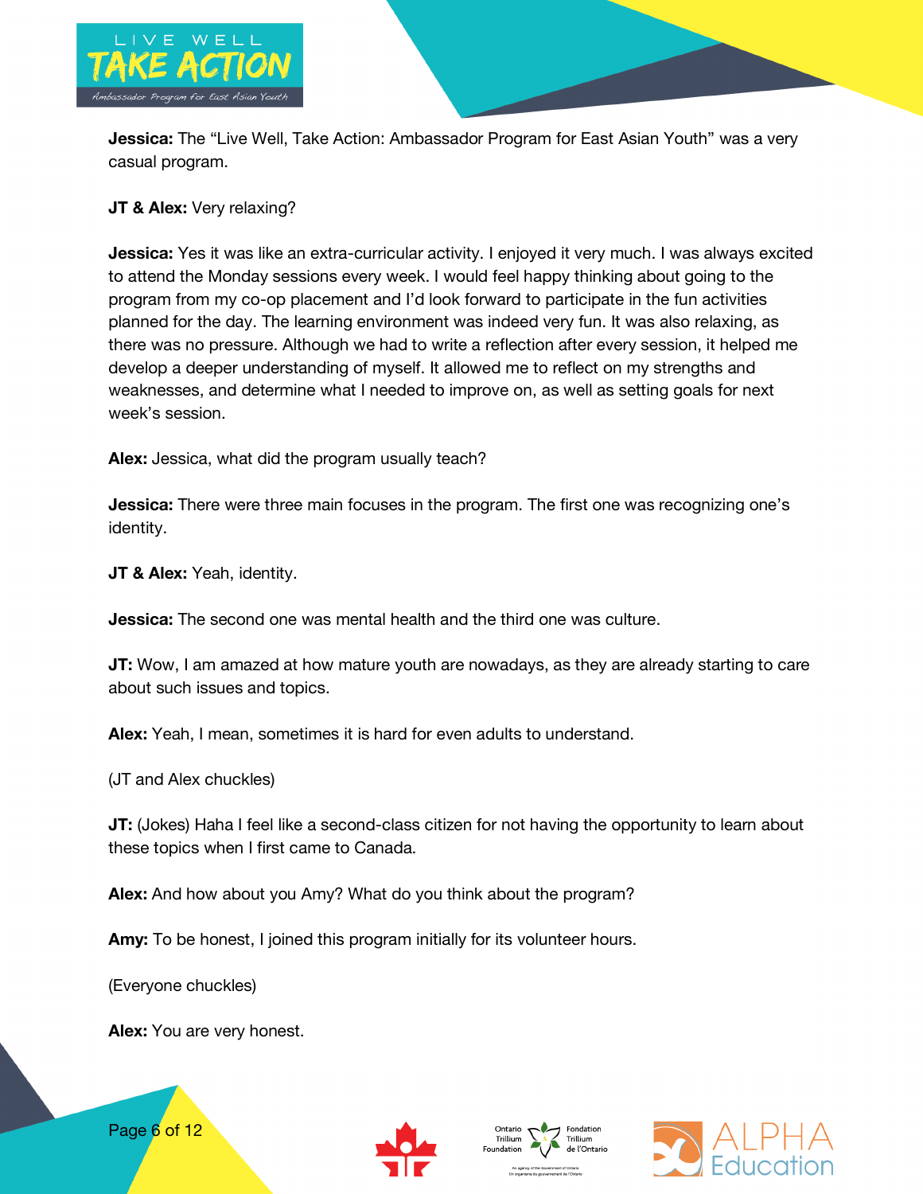**Jessica:** The “Live Well, Take Action: Ambassador Program for East Asian Youth” was a very casual program.

**JT & Alex:** Very relaxing?

**Jessica:** Yes it was like an extra-curricular activity. I enjoyed it very much. I was always excited to attend the Monday sessions every week. I would feel happy thinking about going to the program from my co-op placement and I’d look forward to participate in the fun activities planned for the day. The learning environment was indeed very fun. It was also relaxing, as there was no pressure. Although we had to write a reflection after every session, it helped me develop a deeper understanding of myself. It allowed me to reflect on my strengths and weaknesses, and determine what I needed to improve on, as well as setting goals for next week’s session.

**Alex:** Jessica, what did the program usually teach?

**Jessica:** There were three main focuses in the program. The first one was recognizing one’s identity.

**JT & Alex:** Yeah, identity.

**Jessica:** The second one was mental health and the third one was culture.

**JT:** Wow, I am amazed at how mature youth are nowadays, as they are already starting to care about such issues and topics.

**Alex:** Yeah, I mean, sometimes it is hard for even adults to understand.

(JT and Alex chuckles)

**JT:** (Jokes) Haha I feel like a second-class citizen for not having the opportunity to learn about these topics when I first came to Canada.

**Alex:** And how about you Amy? What do you think about the program?

**Amy:** To be honest, I joined this program initially for its volunteer hours.

(Everyone chuckles)

**Alex:** You are very honest.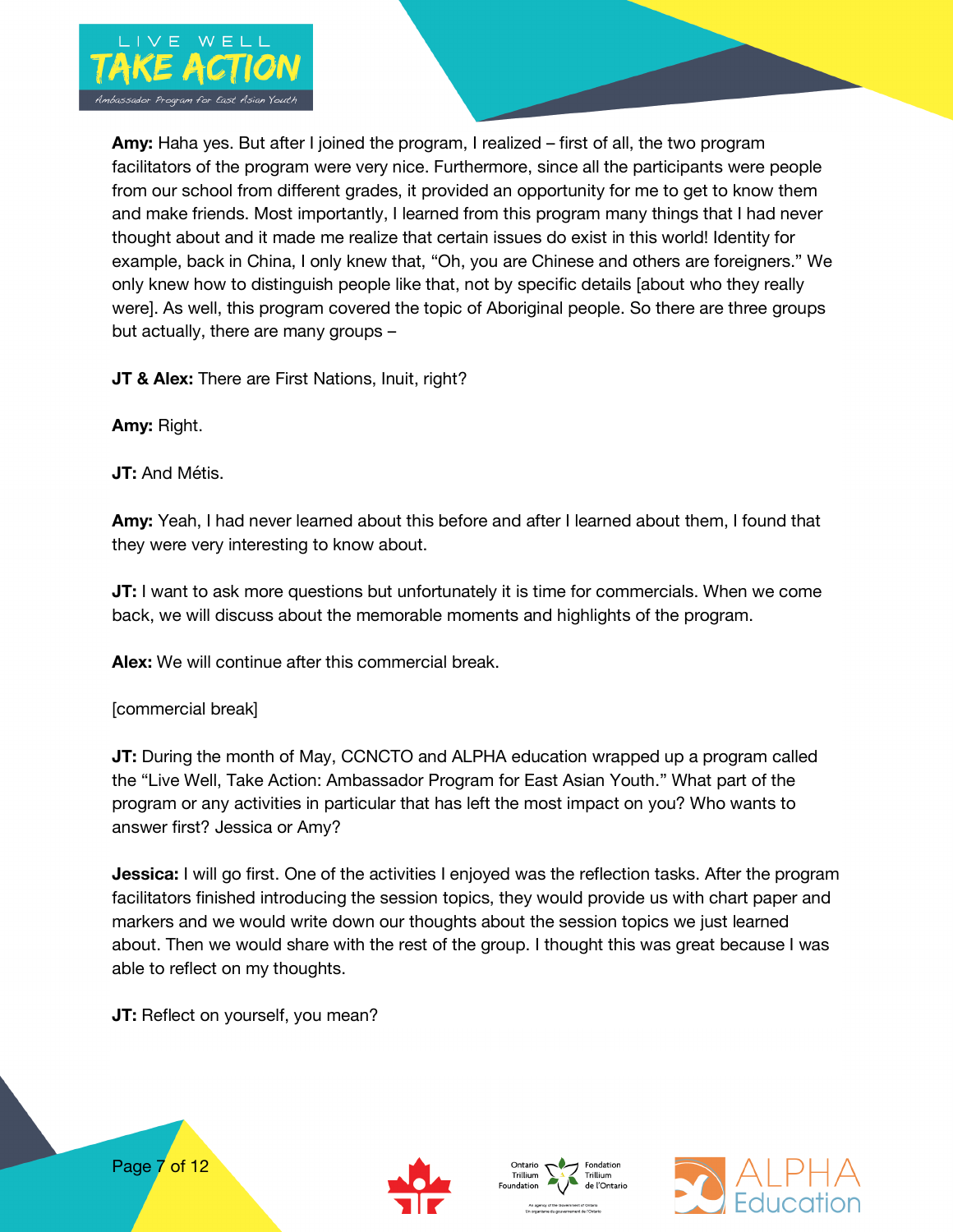**Amy:** Haha yes. But after I joined the program, I realized – first of all, the two program facilitators of the program were very nice. Furthermore, since all the participants were people from our school from different grades, it provided an opportunity for me to get to know them and make friends. Most importantly, I learned from this program many things that I had never thought about and it made me realize that certain issues do exist in this world! Identity for example, back in China, I only knew that, "Oh, you are Chinese and others are foreigners." We only knew how to distinguish people like that, not by specific details [about who they really were]. As well, this program covered the topic of Aboriginal people. So there are three groups but actually, there are many groups –

**JT & Alex:** There are First Nations, Inuit, right?

**Amy:** Right.

**JT:** And Métis.

**Amy:** Yeah, I had never learned about this before and after I learned about them, I found that they were very interesting to know about.

**JT:** I want to ask more questions but unfortunately it is time for commercials. When we come back, we will discuss about the memorable moments and highlights of the program.

**Alex:** We will continue after this commercial break.

[commercial break]

**JT:** During the month of May, CCNCTO and ALPHA education wrapped up a program called the "Live Well, Take Action: Ambassador Program for East Asian Youth." What part of the program or any activities in particular that has left the most impact on you? Who wants to answer first? Jessica or Amy?

**Jessica:** I will go first. One of the activities I enjoyed was the reflection tasks. After the program facilitators finished introducing the session topics, they would provide us with chart paper and markers and we would write down our thoughts about the session topics we just learned about. Then we would share with the rest of the group. I thought this was great because I was able to reflect on my thoughts.

**JT:** Reflect on yourself, you mean?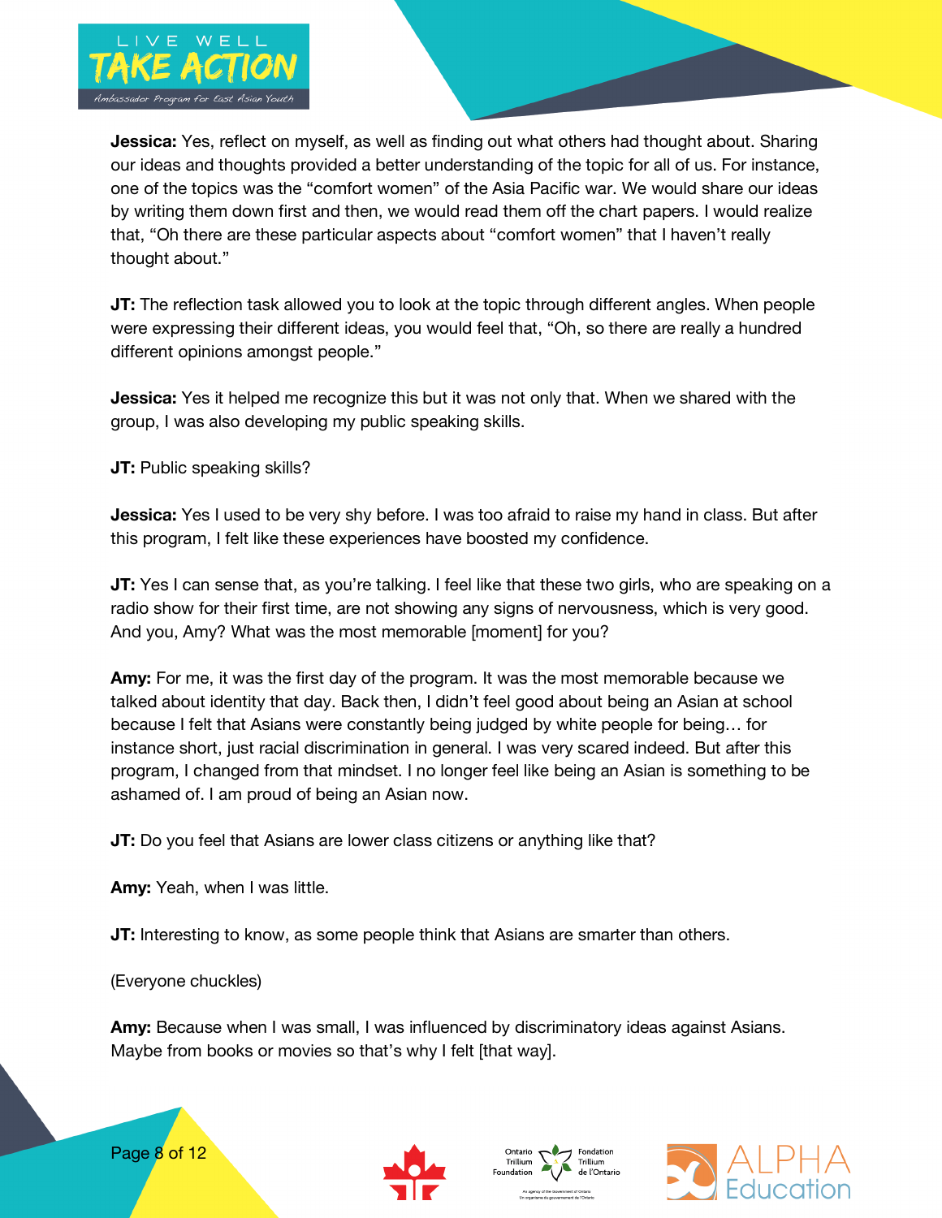**Jessica:** Yes, reflect on myself, as well as finding out what others had thought about. Sharing our ideas and thoughts provided a better understanding of the topic for all of us. For instance, one of the topics was the "comfort women" of the Asia Pacific war. We would share our ideas by writing them down first and then, we would read them off the chart papers. I would realize that, "Oh there are these particular aspects about "comfort women" that I haven't really thought about."

**JT:** The reflection task allowed you to look at the topic through different angles. When people were expressing their different ideas, you would feel that, "Oh, so there are really a hundred different opinions amongst people."

**Jessica:** Yes it helped me recognize this but it was not only that. When we shared with the group, I was also developing my public speaking skills.

**JT:** Public speaking skills?

**Jessica:** Yes I used to be very shy before. I was too afraid to raise my hand in class. But after this program, I felt like these experiences have boosted my confidence.

**JT:** Yes I can sense that, as you're talking. I feel like that these two girls, who are speaking on a radio show for their first time, are not showing any signs of nervousness, which is very good. And you, Amy? What was the most memorable [moment] for you?

**Amy:** For me, it was the first day of the program. It was the most memorable because we talked about identity that day. Back then, I didn't feel good about being an Asian at school because I felt that Asians were constantly being judged by white people for being… for instance short, just racial discrimination in general. I was very scared indeed. But after this program, I changed from that mindset. I no longer feel like being an Asian is something to be ashamed of. I am proud of being an Asian now.

**JT:** Do you feel that Asians are lower class citizens or anything like that?

**Amy:** Yeah, when I was little.

**JT:** Interesting to know, as some people think that Asians are smarter than others.

(Everyone chuckles)

**Amy:** Because when I was small, I was influenced by discriminatory ideas against Asians. Maybe from books or movies so that's why I felt [that way].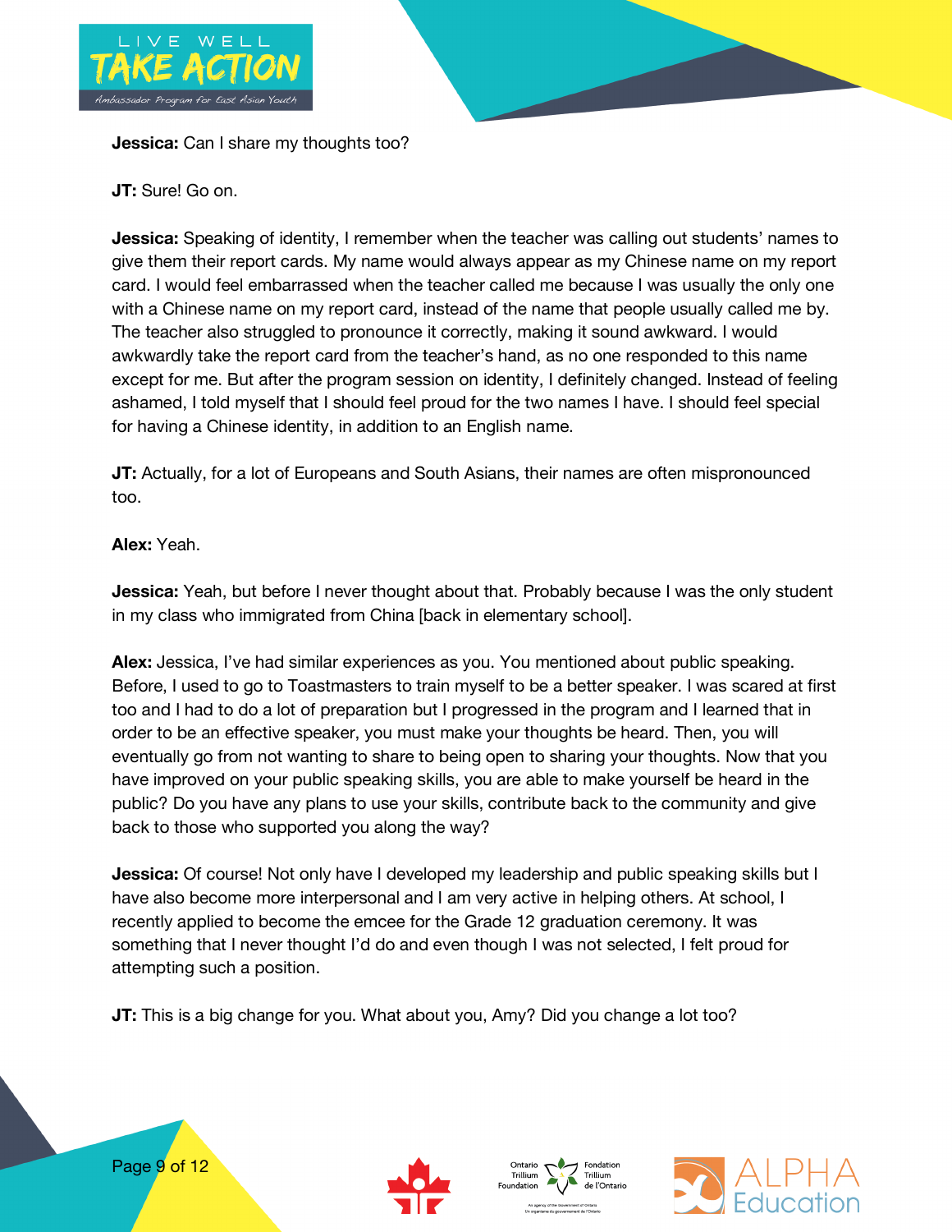**Jessica:** Can I share my thoughts too?

**JT:** Sure! Go on.

**Jessica:** Speaking of identity, I remember when the teacher was calling out students' names to give them their report cards. My name would always appear as my Chinese name on my report card. I would feel embarrassed when the teacher called me because I was usually the only one with a Chinese name on my report card, instead of the name that people usually called me by. The teacher also struggled to pronounce it correctly, making it sound awkward. I would awkwardly take the report card from the teacher's hand, as no one responded to this name except for me. But after the program session on identity, I definitely changed. Instead of feeling ashamed, I told myself that I should feel proud for the two names I have. I should feel special for having a Chinese identity, in addition to an English name.

**JT:** Actually, for a lot of Europeans and South Asians, their names are often mispronounced too.

**Alex:** Yeah.

**Jessica:** Yeah, but before I never thought about that. Probably because I was the only student in my class who immigrated from China [back in elementary school].

**Alex:** Jessica, I've had similar experiences as you. You mentioned about public speaking. Before, I used to go to Toastmasters to train myself to be a better speaker. I was scared at first too and I had to do a lot of preparation but I progressed in the program and I learned that in order to be an effective speaker, you must make your thoughts be heard. Then, you will eventually go from not wanting to share to being open to sharing your thoughts. Now that you have improved on your public speaking skills, you are able to make yourself be heard in the public? Do you have any plans to use your skills, contribute back to the community and give back to those who supported you along the way?

**Jessica:** Of course! Not only have I developed my leadership and public speaking skills but I have also become more interpersonal and I am very active in helping others. At school, I recently applied to become the emcee for the Grade 12 graduation ceremony. It was something that I never thought I'd do and even though I was not selected, I felt proud for attempting such a position.

**JT:** This is a big change for you. What about you, Amy? Did you change a lot too?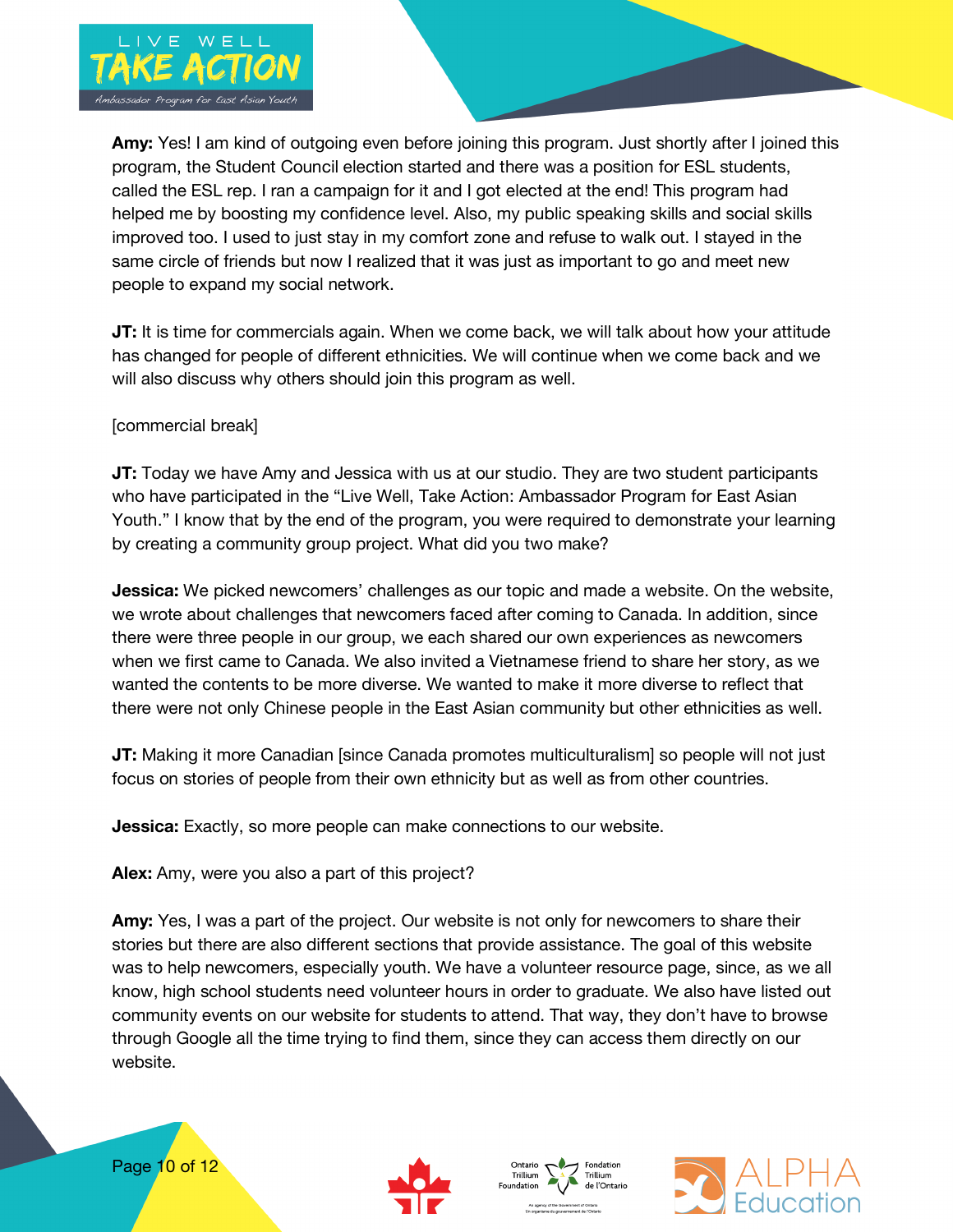**Amy:** Yes! I am kind of outgoing even before joining this program. Just shortly after I joined this program, the Student Council election started and there was a position for ESL students, called the ESL rep. I ran a campaign for it and I got elected at the end! This program had helped me by boosting my confidence level. Also, my public speaking skills and social skills improved too. I used to just stay in my comfort zone and refuse to walk out. I stayed in the same circle of friends but now I realized that it was just as important to go and meet new people to expand my social network.

**JT:** It is time for commercials again. When we come back, we will talk about how your attitude has changed for people of different ethnicities. We will continue when we come back and we will also discuss why others should join this program as well.

[commercial break]

**JT:** Today we have Amy and Jessica with us at our studio. They are two student participants who have participated in the "Live Well, Take Action: Ambassador Program for East Asian Youth." I know that by the end of the program, you were required to demonstrate your learning by creating a community group project. What did you two make?

**Jessica:** We picked newcomers' challenges as our topic and made a website. On the website, we wrote about challenges that newcomers faced after coming to Canada. In addition, since there were three people in our group, we each shared our own experiences as newcomers when we first came to Canada. We also invited a Vietnamese friend to share her story, as we wanted the contents to be more diverse. We wanted to make it more diverse to reflect that there were not only Chinese people in the East Asian community but other ethnicities as well.

**JT:** Making it more Canadian [since Canada promotes multiculturalism] so people will not just focus on stories of people from their own ethnicity but as well as from other countries.

**Jessica:** Exactly, so more people can make connections to our website.

**Alex:** Amy, were you also a part of this project?

**Amy:** Yes, I was a part of the project. Our website is not only for newcomers to share their stories but there are also different sections that provide assistance. The goal of this website was to help newcomers, especially youth. We have a volunteer resource page, since, as we all know, high school students need volunteer hours in order to graduate. We also have listed out community events on our website for students to attend. That way, they don't have to browse through Google all the time trying to find them, since they can access them directly on our website.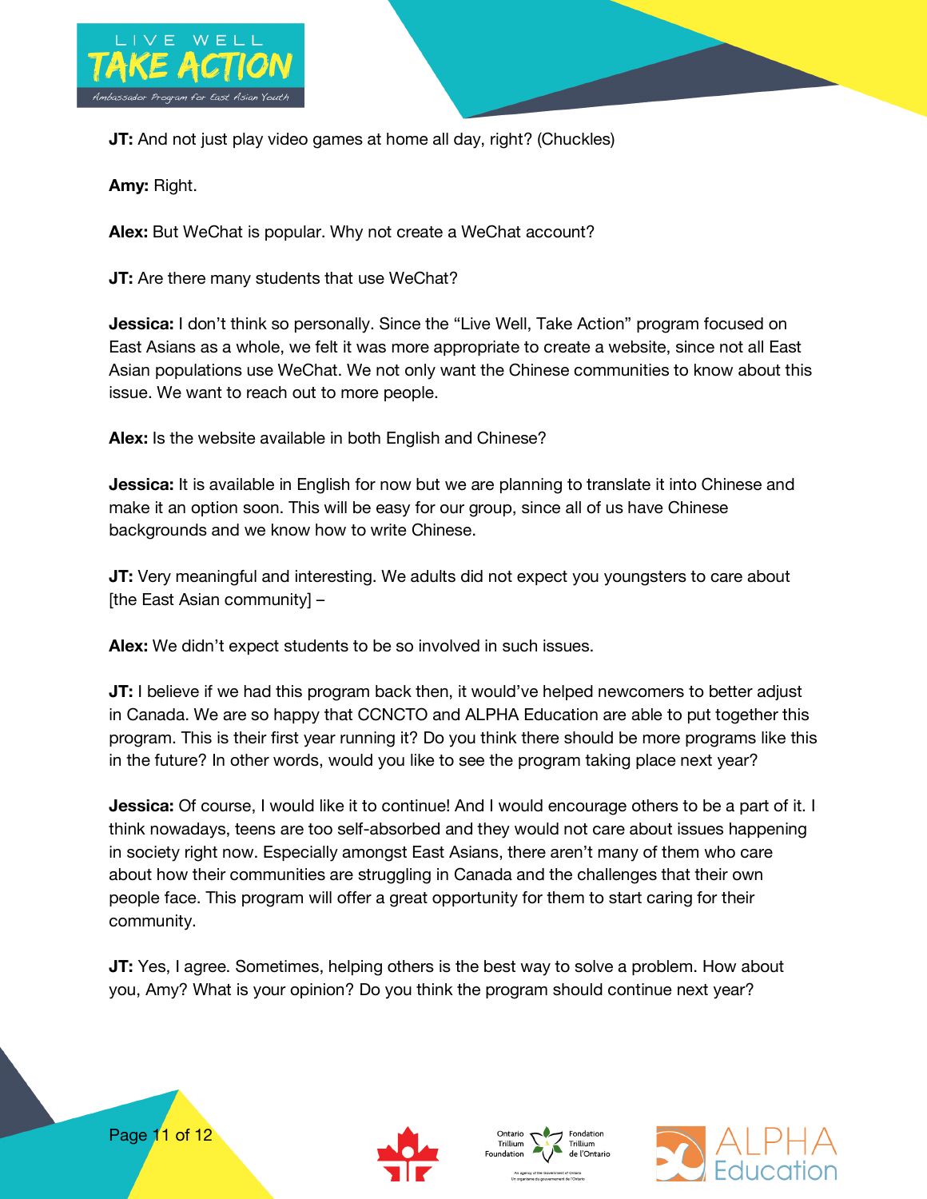**JT:** And not just play video games at home all day, right? (Chuckles)

**Amy:** Right.

**Alex:** But WeChat is popular. Why not create a WeChat account?

**JT:** Are there many students that use WeChat?

**Jessica:** I don't think so personally. Since the "Live Well, Take Action" program focused on East Asians as a whole, we felt it was more appropriate to create a website, since not all East Asian populations use WeChat. We not only want the Chinese communities to know about this issue. We want to reach out to more people.

**Alex:** Is the website available in both English and Chinese?

**Jessica:** It is available in English for now but we are planning to translate it into Chinese and make it an option soon. This will be easy for our group, since all of us have Chinese backgrounds and we know how to write Chinese.

**JT:** Very meaningful and interesting. We adults did not expect you youngsters to care about [the East Asian community] –

**Alex:** We didn't expect students to be so involved in such issues.

**JT:** I believe if we had this program back then, it would've helped newcomers to better adjust in Canada. We are so happy that CCNCTO and ALPHA Education are able to put together this program. This is their first year running it? Do you think there should be more programs like this in the future? In other words, would you like to see the program taking place next year?

**Jessica:** Of course, I would like it to continue! And I would encourage others to be a part of it. I think nowadays, teens are too self-absorbed and they would not care about issues happening in society right now. Especially amongst East Asians, there aren't many of them who care about how their communities are struggling in Canada and the challenges that their own people face. This program will offer a great opportunity for them to start caring for their community.

**JT:** Yes, I agree. Sometimes, helping others is the best way to solve a problem. How about you, Amy? What is your opinion? Do you think the program should continue next year?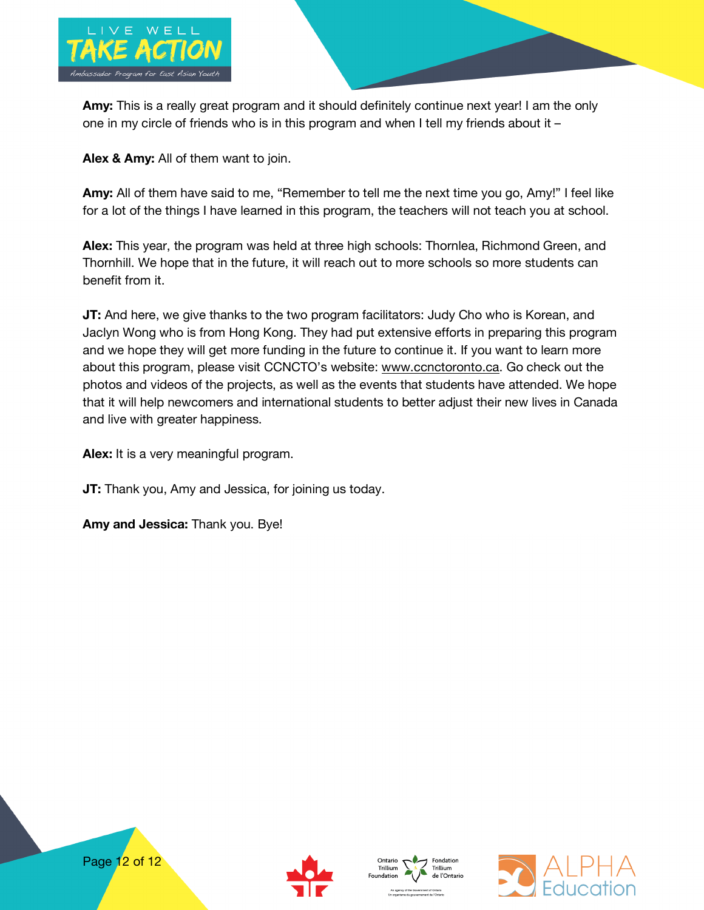**Amy:** This is a really great program and it should definitely continue next year! I am the only one in my circle of friends who is in this program and when I tell my friends about it –

**Alex & Amy:** All of them want to join.

**Amy:** All of them have said to me, "Remember to tell me the next time you go, Amy!" I feel like for a lot of the things I have learned in this program, the teachers will not teach you at school.

**Alex:** This year, the program was held at three high schools: Thornlea, Richmond Green, and Thornhill. We hope that in the future, it will reach out to more schools so more students can benefit from it.

**JT:** And here, we give thanks to the two program facilitators: Judy Cho who is Korean, and Jaclyn Wong who is from Hong Kong. They had put extensive efforts in preparing this program and we hope they will get more funding in the future to continue it. If you want to learn more about this program, please visit CCNCTO's website: www.ccnctoronto.ca. Go check out the photos and videos of the projects, as well as the events that students have attended. We hope that it will help newcomers and international students to better adjust their new lives in Canada and live with greater happiness.

**Alex:** It is a very meaningful program.

**JT:** Thank you, Amy and Jessica, for joining us today.

**Amy and Jessica:** Thank you. Bye!